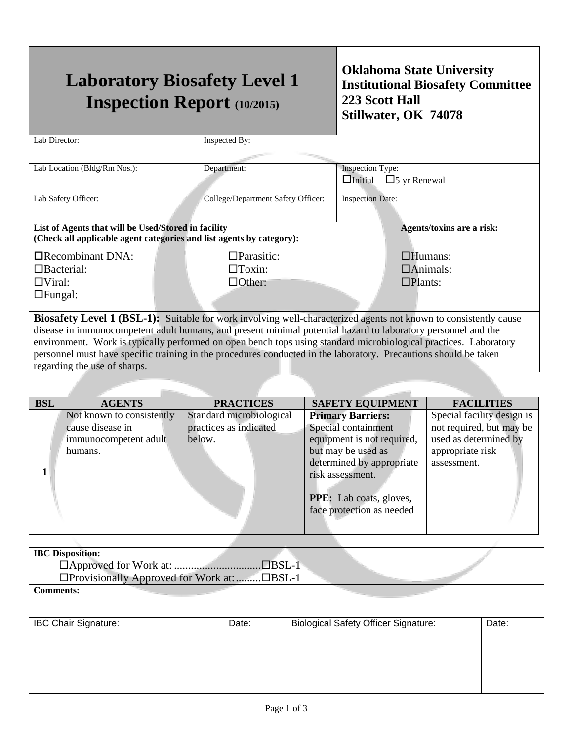# Laboratory Biosafety Level 1 Inspection Report (10/2015)

**Oklahoma State University**
**Institutional Biosafety Committee**
**223 Scott Hall**
**Stillwater, OK 74078**

| | | |
|---|---|---|
| Lab Director: | Inspected By: | |
| Lab Location (Bldg/Rm Nos.): | Department: | Inspection Type: ☐Initial ☐5 yr Renewal |
| Lab Safety Officer: | College/Department Safety Officer: | Inspection Date: |

**List of Agents that will be Used/Stored in facility**
**(Check all applicable agent categories and list agents by category):**

☐Recombinant DNA:
☐Bacterial:
☐Viral:
☐Fungal:
☐Parasitic:
☐Toxin:
☐Other:

**Agents/toxins are a risk:**

☐Humans:
☐Animals:
☐Plants:

**Biosafety Level 1 (BSL-1):** Suitable for work involving well-characterized agents not known to consistently cause disease in immunocompetent adult humans, and present minimal potential hazard to laboratory personnel and the environment. Work is typically performed on open bench tops using standard microbiological practices. Laboratory personnel must have specific training in the procedures conducted in the laboratory. Precautions should be taken regarding the use of sharps.

| BSL | AGENTS | PRACTICES | SAFETY EQUIPMENT | FACILITIES |
|---|---|---|---|---|
| 1 | Not known to consistently cause disease in immunocompetent adult humans. | Standard microbiological practices as indicated below. | **Primary Barriers:** Special containment equipment is not required, but may be used as determined by appropriate risk assessment.<br><br>**PPE:** Lab coats, gloves, face protection as needed | Special facility design is not required, but may be used as determined by appropriate risk assessment. |

**IBC Disposition:**

☐Approved for Work at: ...............................☐BSL-1
☐Provisionally Approved for Work at:.........☐BSL-1

**Comments:**

| IBC Chair Signature: | Date: | Biological Safety Officer Signature: | Date: |
|---|---|---|---|
| | | | |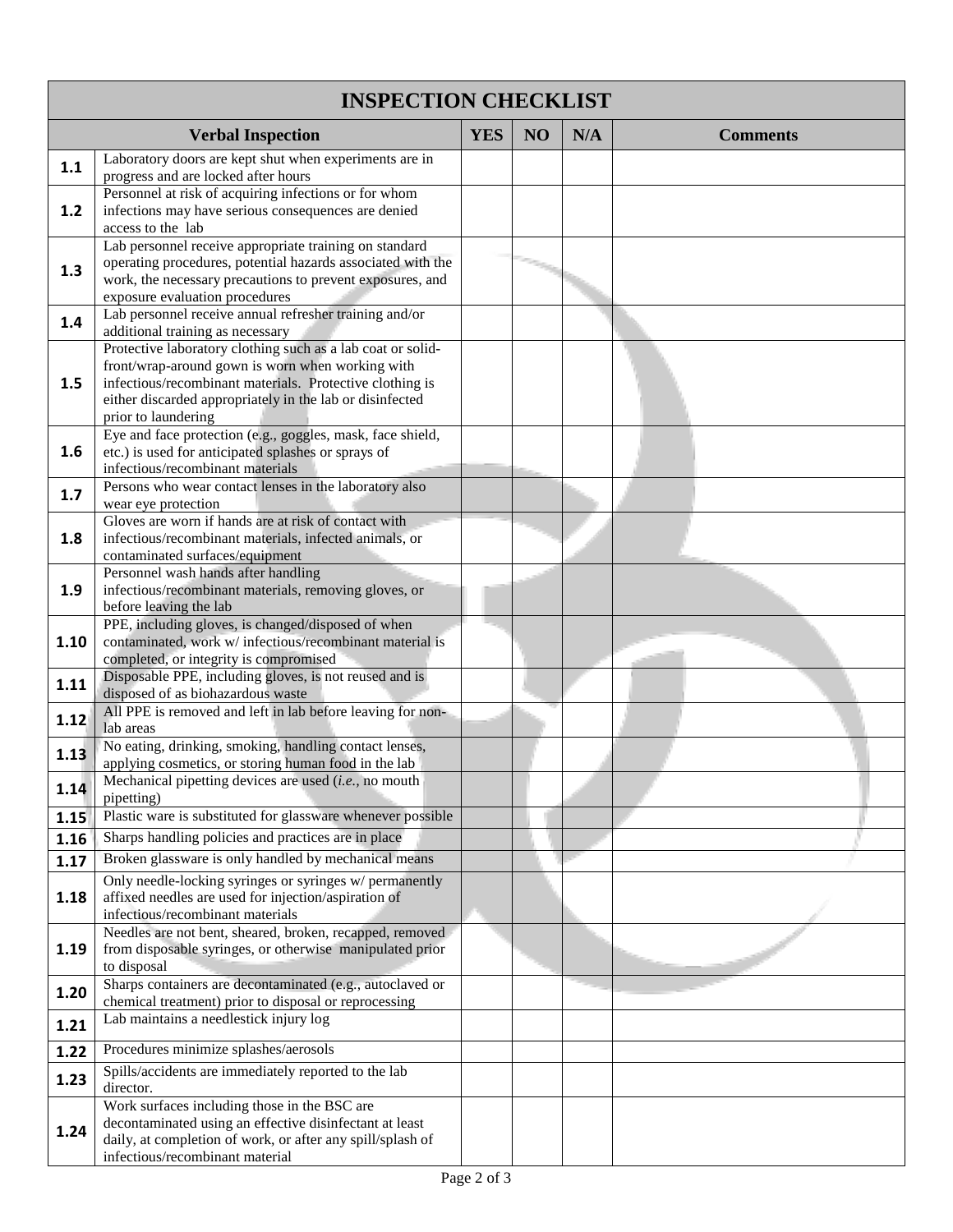| INSPECTION CHECKLIST | | | | | |
|---|---|---|---|---|---|
| **Verbal Inspection** | | **YES** | **NO** | **N/A** | **Comments** |
| **1.1** | Laboratory doors are kept shut when experiments are in progress and are locked after hours | | | | |
| **1.2** | Personnel at risk of acquiring infections or for whom infections may have serious consequences are denied access to the lab | | | | |
| **1.3** | Lab personnel receive appropriate training on standard operating procedures, potential hazards associated with the work, the necessary precautions to prevent exposures, and exposure evaluation procedures | | | | |
| **1.4** | Lab personnel receive annual refresher training and/or additional training as necessary | | | | |
| **1.5** | Protective laboratory clothing such as a lab coat or solid-front/wrap-around gown is worn when working with infectious/recombinant materials. Protective clothing is either discarded appropriately in the lab or disinfected prior to laundering | | | | |
| **1.6** | Eye and face protection (e.g., goggles, mask, face shield, etc.) is used for anticipated splashes or sprays of infectious/recombinant materials | | | | |
| **1.7** | Persons who wear contact lenses in the laboratory also wear eye protection | | | | |
| **1.8** | Gloves are worn if hands are at risk of contact with infectious/recombinant materials, infected animals, or contaminated surfaces/equipment | | | | |
| **1.9** | Personnel wash hands after handling infectious/recombinant materials, removing gloves, or before leaving the lab | | | | |
| **1.10** | PPE, including gloves, is changed/disposed of when contaminated, work w/ infectious/recombinant material is completed, or integrity is compromised | | | | |
| **1.11** | Disposable PPE, including gloves, is not reused and is disposed of as biohazardous waste | | | | |
| **1.12** | All PPE is removed and left in lab before leaving for non-lab areas | | | | |
| **1.13** | No eating, drinking, smoking, handling contact lenses, applying cosmetics, or storing human food in the lab | | | | |
| **1.14** | Mechanical pipetting devices are used (*i.e.,* no mouth pipetting) | | | | |
| **1.15** | Plastic ware is substituted for glassware whenever possible | | | | |
| **1.16** | Sharps handling policies and practices are in place | | | | |
| **1.17** | Broken glassware is only handled by mechanical means | | | | |
| **1.18** | Only needle-locking syringes or syringes w/ permanently affixed needles are used for injection/aspiration of infectious/recombinant materials | | | | |
| **1.19** | Needles are not bent, sheared, broken, recapped, removed from disposable syringes, or otherwise manipulated prior to disposal | | | | |
| **1.20** | Sharps containers are decontaminated (e.g., autoclaved or chemical treatment) prior to disposal or reprocessing | | | | |
| **1.21** | Lab maintains a needlestick injury log | | | | |
| **1.22** | Procedures minimize splashes/aerosols | | | | |
| **1.23** | Spills/accidents are immediately reported to the lab director. | | | | |
| **1.24** | Work surfaces including those in the BSC are decontaminated using an effective disinfectant at least daily, at completion of work, or after any spill/splash of infectious/recombinant material | | | | |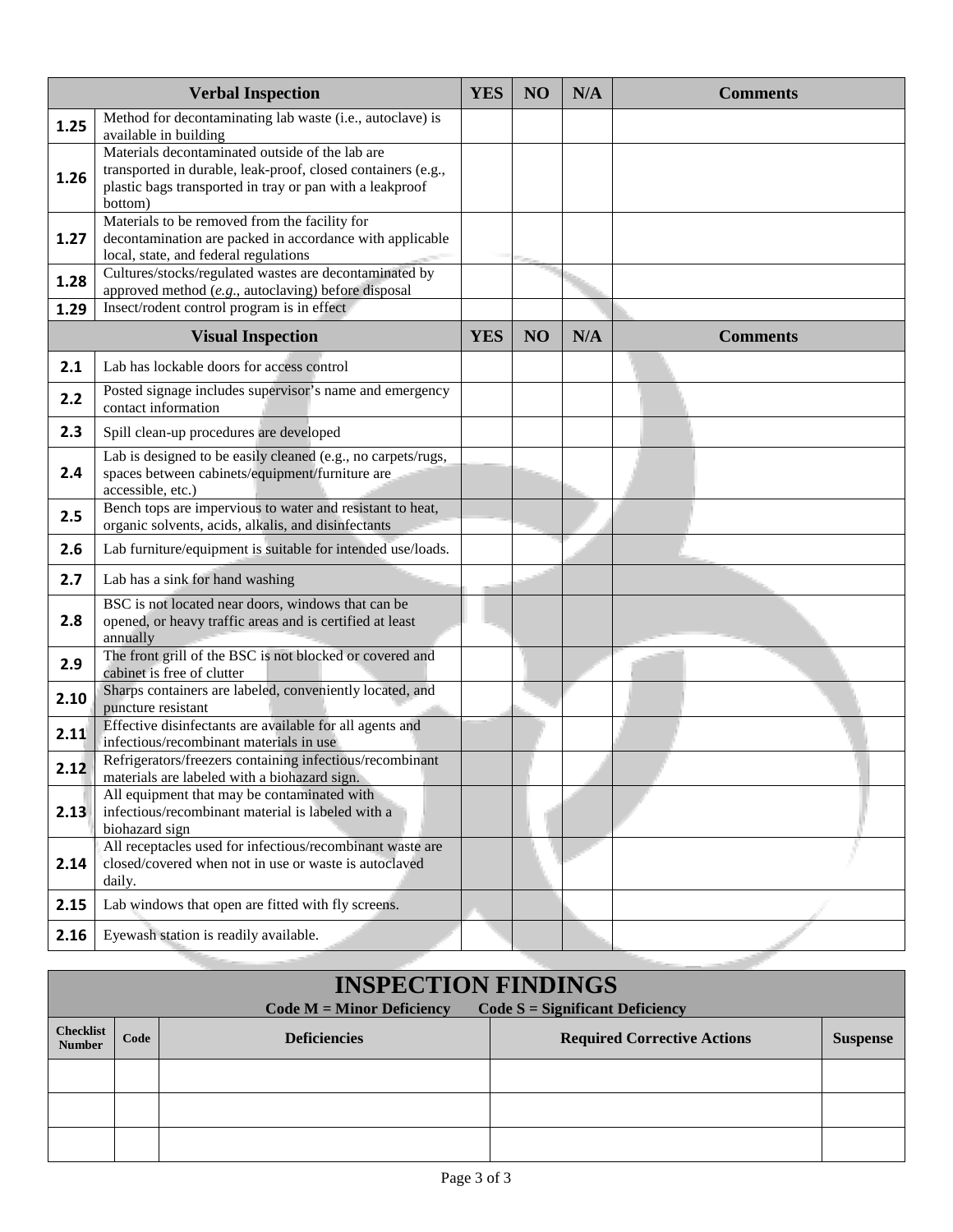| | Verbal Inspection | YES | NO | N/A | Comments |
|---|---|---|---|---|---|
| 1.25 | Method for decontaminating lab waste (i.e., autoclave) is available in building | | | | |
| 1.26 | Materials decontaminated outside of the lab are transported in durable, leak-proof, closed containers (e.g., plastic bags transported in tray or pan with a leakproof bottom) | | | | |
| 1.27 | Materials to be removed from the facility for decontamination are packed in accordance with applicable local, state, and federal regulations | | | | |
| 1.28 | Cultures/stocks/regulated wastes are decontaminated by approved method (*e.g.*, autoclaving) before disposal | | | | |
| 1.29 | Insect/rodent control program is in effect | | | | |

| | Visual Inspection | YES | NO | N/A | Comments |
|---|---|---|---|---|---|
| 2.1 | Lab has lockable doors for access control | | | | |
| 2.2 | Posted signage includes supervisor's name and emergency contact information | | | | |
| 2.3 | Spill clean-up procedures are developed | | | | |
| 2.4 | Lab is designed to be easily cleaned (e.g., no carpets/rugs, spaces between cabinets/equipment/furniture are accessible, etc.) | | | | |
| 2.5 | Bench tops are impervious to water and resistant to heat, organic solvents, acids, alkalis, and disinfectants | | | | |
| 2.6 | Lab furniture/equipment is suitable for intended use/loads. | | | | |
| 2.7 | Lab has a sink for hand washing | | | | |
| 2.8 | BSC is not located near doors, windows that can be opened, or heavy traffic areas and is certified at least annually | | | | |
| 2.9 | The front grill of the BSC is not blocked or covered and cabinet is free of clutter | | | | |
| 2.10 | Sharps containers are labeled, conveniently located, and puncture resistant | | | | |
| 2.11 | Effective disinfectants are available for all agents and infectious/recombinant materials in use | | | | |
| 2.12 | Refrigerators/freezers containing infectious/recombinant materials are labeled with a biohazard sign. | | | | |
| 2.13 | All equipment that may be contaminated with infectious/recombinant material is labeled with a biohazard sign | | | | |
| 2.14 | All receptacles used for infectious/recombinant waste are closed/covered when not in use or waste is autoclaved daily. | | | | |
| 2.15 | Lab windows that open are fitted with fly screens. | | | | |
| 2.16 | Eyewash station is readily available. | | | | |

## INSPECTION FINDINGS

**Code M = Minor Deficiency    Code S = Significant Deficiency**

| Checklist Number | Code | Deficiencies | Required Corrective Actions | Suspense |
|---|---|---|---|---|
| | | | | |
| | | | | |
| | | | | |